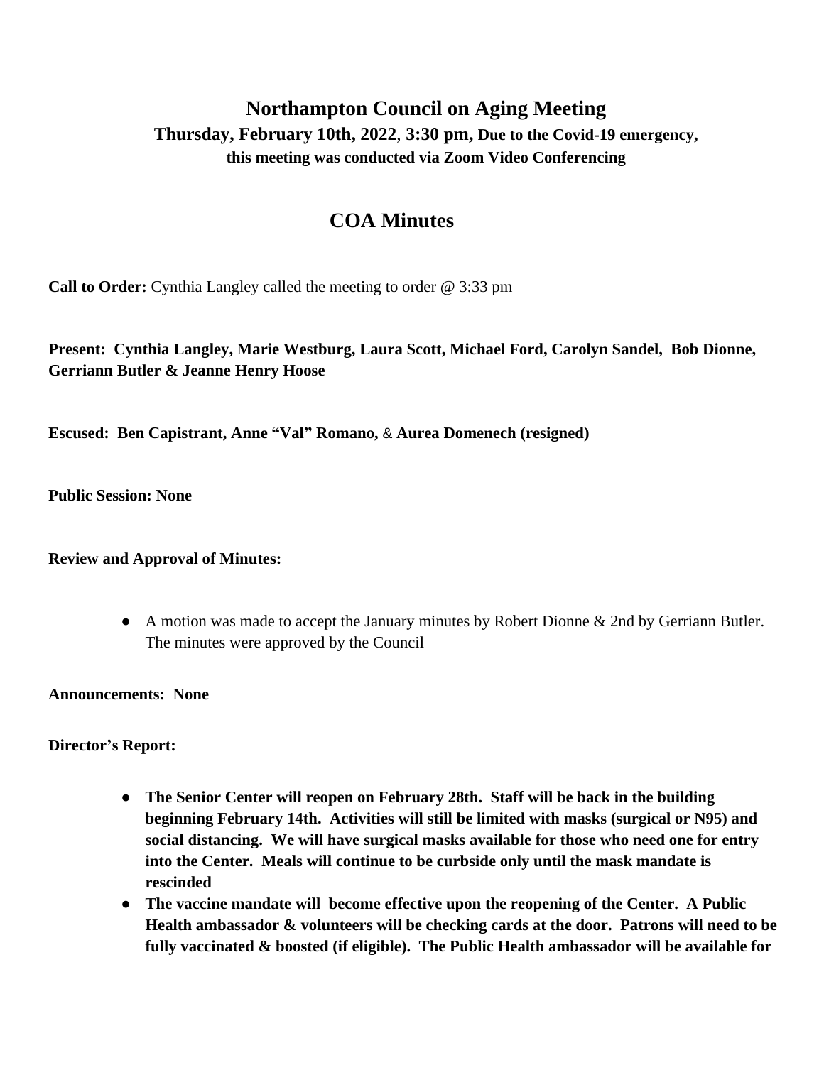# Northampton Council on Aging Meeting

### Thursday, February 10th, 2022, 3:30 pm, Due to the Covid-19 emergency, this meeting was conducted via Zoom Video Conferencing

## COA Minutes

**Call to Order:** Cynthia Langley called the meeting to order @ 3:33 pm

**Present: Cynthia Langley, Marie Westburg, Laura Scott, Michael Ford, Carolyn Sandel, Bob Dionne, Gerriann Butler & Jeanne Henry Hoose**

**Escused: Ben Capistrant, Anne "Val" Romano, & Aurea Domenech (resigned)**

**Public Session: None**

**Review and Approval of Minutes:**

- A motion was made to accept the January minutes by Robert Dionne & 2nd by Gerriann Butler. The minutes were approved by the Council

**Announcements: None**

**Director's Report:**

- **The Senior Center will reopen on February 28th. Staff will be back in the building beginning February 14th. Activities will still be limited with masks (surgical or N95) and social distancing. We will have surgical masks available for those who need one for entry into the Center. Meals will continue to be curbside only until the mask mandate is rescinded**
- **The vaccine mandate will become effective upon the reopening of the Center. A Public Health ambassador & volunteers will be checking cards at the door. Patrons will need to be fully vaccinated & boosted (if eligible). The Public Health ambassador will be available for**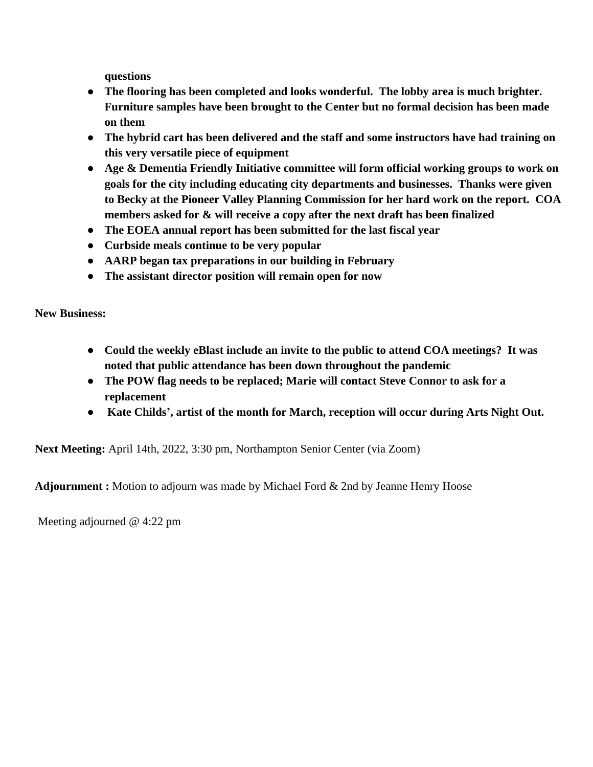**questions**

- **The flooring has been completed and looks wonderful. The lobby area is much brighter. Furniture samples have been brought to the Center but no formal decision has been made on them**
- **The hybrid cart has been delivered and the staff and some instructors have had training on this very versatile piece of equipment**
- **Age & Dementia Friendly Initiative committee will form official working groups to work on goals for the city including educating city departments and businesses. Thanks were given to Becky at the Pioneer Valley Planning Commission for her hard work on the report. COA members asked for & will receive a copy after the next draft has been finalized**
- **The EOEA annual report has been submitted for the last fiscal year**
- **Curbside meals continue to be very popular**
- **AARP began tax preparations in our building in February**
- **The assistant director position will remain open for now**

**New Business:**

- **Could the weekly eBlast include an invite to the public to attend COA meetings? It was noted that public attendance has been down throughout the pandemic**
- **The POW flag needs to be replaced; Marie will contact Steve Connor to ask for a replacement**
- **Kate Childs', artist of the month for March, reception will occur during Arts Night Out.**

**Next Meeting:** April 14th, 2022, 3:30 pm, Northampton Senior Center (via Zoom)

**Adjournment :** Motion to adjourn was made by Michael Ford & 2nd by Jeanne Henry Hoose

Meeting adjourned @ 4:22 pm